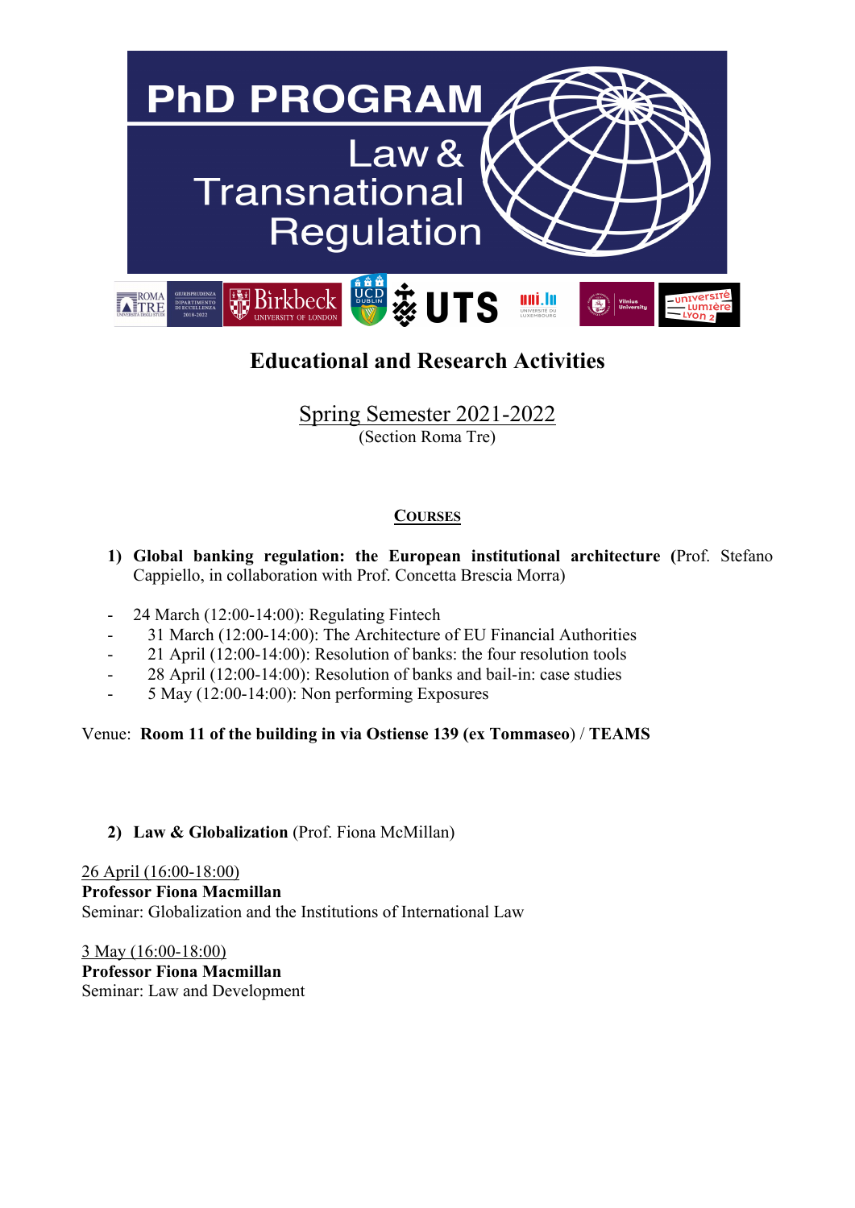# PhD PROGRAM

## Law & Transnational Regulation

## Educational and Research Activities

Spring Semester 2021-2022
(Section Roma Tre)

**COURSES**

1) **Global banking regulation: the European institutional architecture** (Prof. Stefano Cappiello, in collaboration with Prof. Concetta Brescia Morra)

- 24 March (12:00-14:00): Regulating Fintech
- 31 March (12:00-14:00): The Architecture of EU Financial Authorities
- 21 April (12:00-14:00): Resolution of banks: the four resolution tools
- 28 April (12:00-14:00): Resolution of banks and bail-in: case studies
- 5 May (12:00-14:00): Non performing Exposures

Venue: **Room 11 of the building in via Ostiense 139 (ex Tommaseo)** / **TEAMS**

2) **Law & Globalization** (Prof. Fiona McMillan)

26 April (16:00-18:00)
**Professor Fiona Macmillan**
Seminar: Globalization and the Institutions of International Law

3 May (16:00-18:00)
**Professor Fiona Macmillan**
Seminar: Law and Development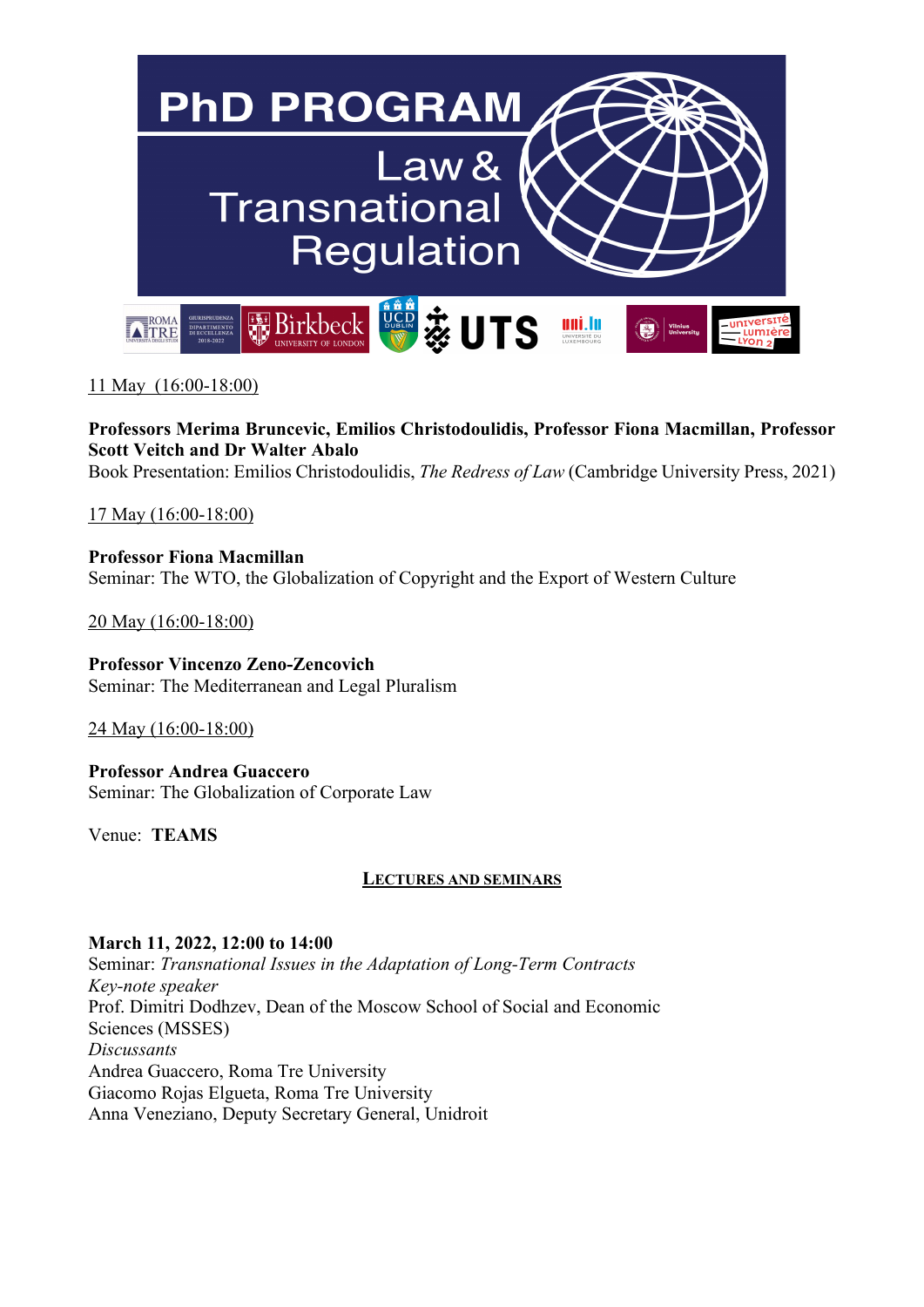# PhD PROGRAM Law & Transnational Regulation

11 May (16:00-18:00)

**Professors Merima Bruncevic, Emilios Christodoulidis, Professor Fiona Macmillan, Professor Scott Veitch and Dr Walter Abalo**
Book Presentation: Emilios Christodoulidis, *The Redress of Law* (Cambridge University Press, 2021)

17 May (16:00-18:00)

**Professor Fiona Macmillan**
Seminar: The WTO, the Globalization of Copyright and the Export of Western Culture

20 May (16:00-18:00)

**Professor Vincenzo Zeno-Zencovich**
Seminar: The Mediterranean and Legal Pluralism

24 May (16:00-18:00)

**Professor Andrea Guaccero**
Seminar: The Globalization of Corporate Law

Venue: **TEAMS**

## LECTURES AND SEMINARS

**March 11, 2022, 12:00 to 14:00**
Seminar: *Transnational Issues in the Adaptation of Long-Term Contracts*
*Key-note speaker*
Prof. Dimitri Dodhzev, Dean of the Moscow School of Social and Economic Sciences (MSSES)
*Discussants*
Andrea Guaccero, Roma Tre University
Giacomo Rojas Elgueta, Roma Tre University
Anna Veneziano, Deputy Secretary General, Unidroit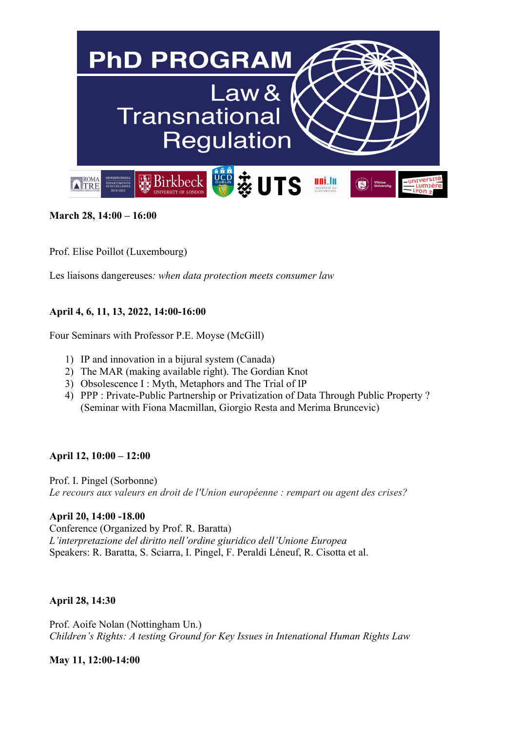# PhD PROGRAM

## Law & Transnational Regulation

**March 28, 14:00 – 16:00**

Prof. Elise Poillot (Luxembourg)

Les liaisons dangereuses*: when data protection meets consumer law*

**April 4, 6, 11, 13, 2022, 14:00-16:00**

Four Seminars with Professor P.E. Moyse (McGill)

1) IP and innovation in a bijural system (Canada)
2) The MAR (making available right). The Gordian Knot
3) Obsolescence I : Myth, Metaphors and The Trial of IP
4) PPP : Private-Public Partnership or Privatization of Data Through Public Property ? (Seminar with Fiona Macmillan, Giorgio Resta and Merima Bruncevic)

**April 12, 10:00 – 12:00**

Prof. I. Pingel (Sorbonne)
*Le recours aux valeurs en droit de l'Union européenne : rempart ou agent des crises?*

**April 20, 14:00 -18.00**
Conference (Organized by Prof. R. Baratta)
*L'interpretazione del diritto nell'ordine giuridico dell'Unione Europea*
Speakers: R. Baratta, S. Sciarra, I. Pingel, F. Peraldi Léneuf, R. Cisotta et al.

**April 28, 14:30**

Prof. Aoife Nolan (Nottingham Un.)
*Children's Rights: A testing Ground for Key Issues in Intenational Human Rights Law*

**May 11, 12:00-14:00**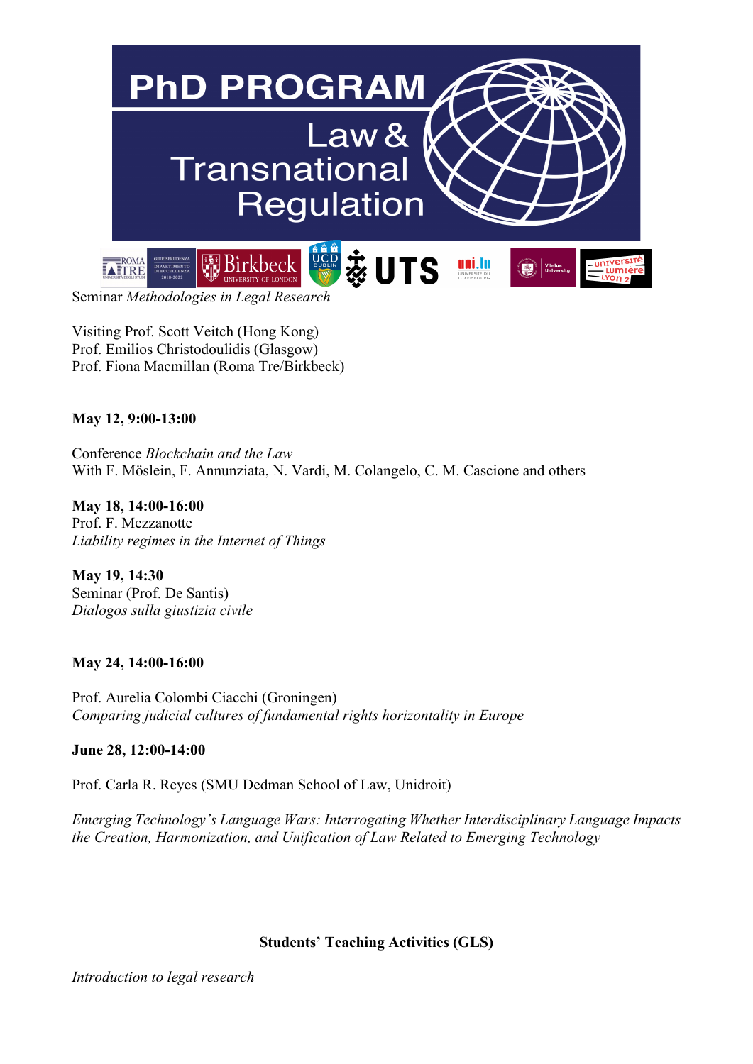# PhD PROGRAM

## Law & Transnational Regulation

Seminar *Methodologies in Legal Research*

Visiting Prof. Scott Veitch (Hong Kong)
Prof. Emilios Christodoulidis (Glasgow)
Prof. Fiona Macmillan (Roma Tre/Birkbeck)

**May 12, 9:00-13:00**

Conference *Blockchain and the Law*
With F. Möslein, F. Annunziata, N. Vardi, M. Colangelo, C. M. Cascione and others

**May 18, 14:00-16:00**
Prof. F. Mezzanotte
*Liability regimes in the Internet of Things*

**May 19, 14:30**
Seminar (Prof. De Santis)
*Dialogos sulla giustizia civile*

**May 24, 14:00-16:00**

Prof. Aurelia Colombi Ciacchi (Groningen)
*Comparing judicial cultures of fundamental rights horizontality in Europe*

**June 28, 12:00-14:00**

Prof. Carla R. Reyes (SMU Dedman School of Law, Unidroit)

*Emerging Technology's Language Wars: Interrogating Whether Interdisciplinary Language Impacts the Creation, Harmonization, and Unification of Law Related to Emerging Technology*

**Students' Teaching Activities (GLS)**

*Introduction to legal research*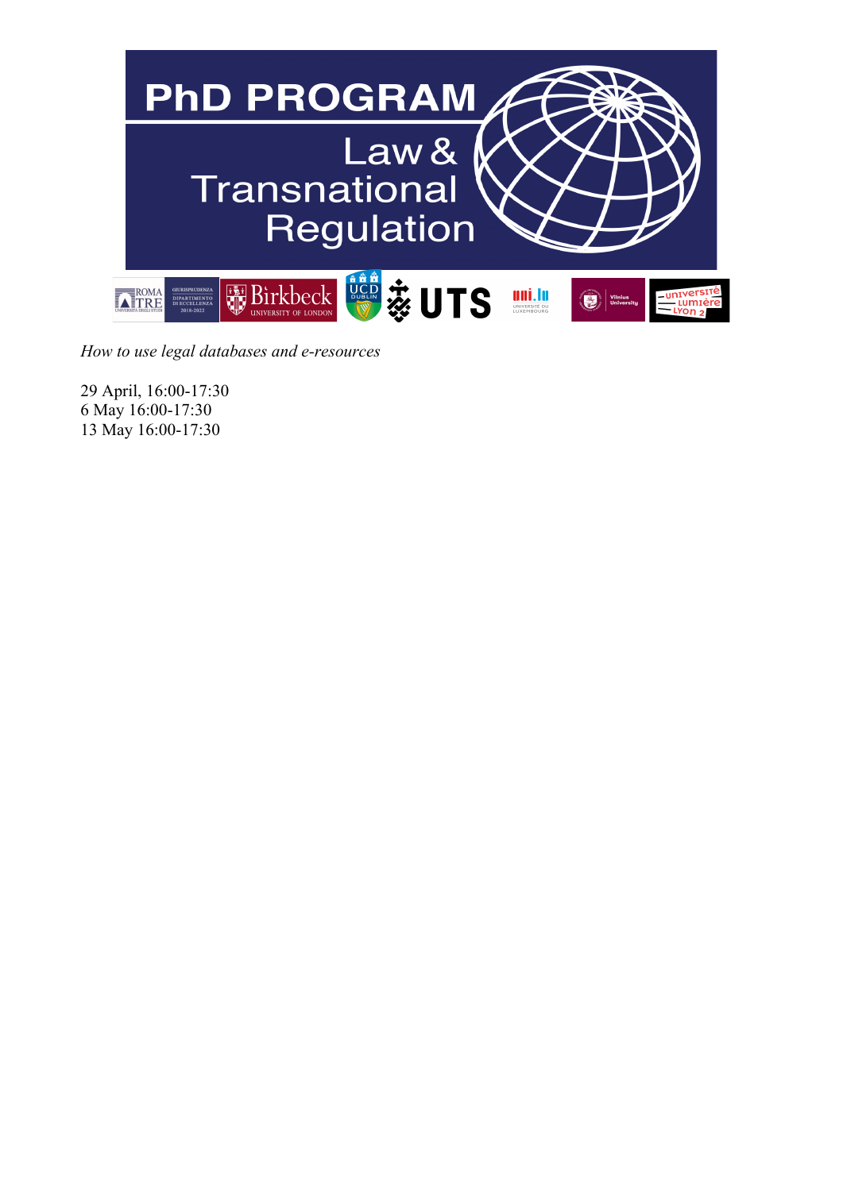# PhD PROGRAM

## Law & Transnational Regulation

*How to use legal databases and e-resources*

29 April, 16:00-17:30
6 May 16:00-17:30
13 May 16:00-17:30